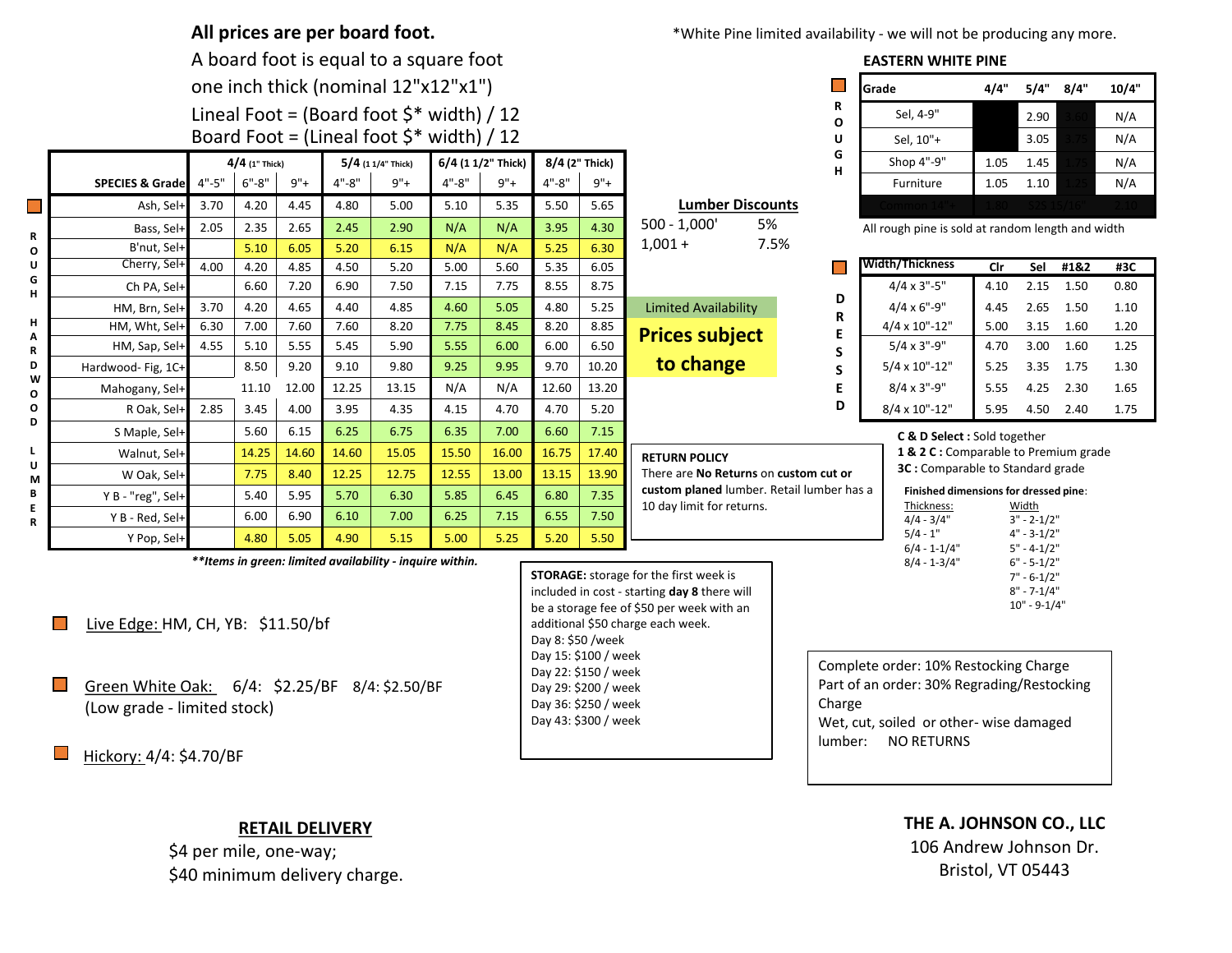**All prices are per board foot.**

A board foot is equal to a square foot one inch thick (nominal 12"x12"x1")

Lineal Foot = (Board foot $* width) / 12

Board Foot = (Lineal foot $* width) / 12

*White Pine limited availability - we will not be producing any more.

## ROUGH HARDWOOD LUMBER

| SPECIES & Grade | 4/4 (1" Thick) 4"-5" | 4/4 6"-8" | 4/4 9"+ | 5/4 (1 1/4" Thick) 4"-8" | 5/4 9"+ | 6/4 (1 1/2" Thick) 4"-8" | 6/4 9"+ | 8/4 (2" Thick) 4"-8" | 8/4 9"+ |
|---|---|---|---|---|---|---|---|---|---|
| Ash, Sel+ | 3.70 | 4.20 | 4.45 | 4.80 | 5.00 | 5.10 | 5.35 | 5.50 | 5.65 |
| Bass, Sel+ | 2.05 | 2.35 | 2.65 | 2.45 | 2.90 | N/A | N/A | 3.95 | 4.30 |
| B'nut, Sel+ | | 5.10 | 6.05 | 5.20 | 6.15 | N/A | N/A | 5.25 | 6.30 |
| Cherry, Sel+ | 4.00 | 4.20 | 4.85 | 4.50 | 5.20 | 5.00 | 5.60 | 5.35 | 6.05 |
| Ch PA, Sel+ | | 6.60 | 7.20 | 6.90 | 7.50 | 7.15 | 7.75 | 8.55 | 8.75 |
| HM, Brn, Sel+ | 3.70 | 4.20 | 4.65 | 4.40 | 4.85 | 4.60 | 5.05 | 4.80 | 5.25 |
| HM, Wht, Sel+ | 6.30 | 7.00 | 7.60 | 7.60 | 8.20 | 7.75 | 8.45 | 8.20 | 8.85 |
| HM, Sap, Sel+ | 4.55 | 5.10 | 5.55 | 5.45 | 5.90 | 5.55 | 6.00 | 6.00 | 6.50 |
| Hardwood- Fig, 1C+ | | 8.50 | 9.20 | 9.10 | 9.80 | 9.25 | 9.95 | 9.70 | 10.20 |
| Mahogany, Sel+ | | 11.10 | 12.00 | 12.25 | 13.15 | N/A | N/A | 12.60 | 13.20 |
| R Oak, Sel+ | 2.85 | 3.45 | 4.00 | 3.95 | 4.35 | 4.15 | 4.70 | 4.70 | 5.20 |
| S Maple, Sel+ | | 5.60 | 6.15 | 6.25 | 6.75 | 6.35 | 7.00 | 6.60 | 7.15 |
| Walnut, Sel+ | | 14.25 | 14.60 | 14.60 | 15.05 | 15.50 | 16.00 | 16.75 | 17.40 |
| W Oak, Sel+ | | 7.75 | 8.40 | 12.25 | 12.75 | 12.55 | 13.00 | 13.15 | 13.90 |
| Y B - "reg", Sel+ | | 5.40 | 5.95 | 5.70 | 6.30 | 5.85 | 6.45 | 6.80 | 7.35 |
| Y B - Red, Sel+ | | 6.00 | 6.90 | 6.10 | 7.00 | 6.25 | 7.15 | 6.55 | 7.50 |
| Y Pop, Sel+ | | 4.80 | 5.05 | 4.90 | 5.15 | 5.00 | 5.25 | 5.20 | 5.50 |

***Items in green: limited availability - inquire within.***

**Lumber Discounts**

| | |
|---|---|
| 500 - 1,000' | 5% |
| 1,001 + | 7.5% |

Limited Availability

**Prices subject to change**

## EASTERN WHITE PINE

### ROUGH

| Grade | 4/4" | 5/4" | 8/4" | 10/4" |
|---|---|---|---|---|
| Sel, 4-9" | | 2.90 | 3.60 | N/A |
| Sel, 10"+ | | 3.05 | 3.75 | N/A |
| Shop 4"-9" | 1.05 | 1.45 | 1.75 | N/A |
| Furniture | 1.05 | 1.10 | 1.25 | N/A |
| Common 14"+ | 1.80 | S2S 15/16" | | 2.10 |

All rough pine is sold at random length and width

### DRESSED

| Width/Thickness | Clr | Sel | #1&2 | #3C |
|---|---|---|---|---|
| 4/4 x 3"-5" | 4.10 | 2.15 | 1.50 | 0.80 |
| 4/4 x 6"-9" | 4.45 | 2.65 | 1.50 | 1.10 |
| 4/4 x 10"-12" | 5.00 | 3.15 | 1.60 | 1.20 |
| 5/4 x 3"-9" | 4.70 | 3.00 | 1.60 | 1.25 |
| 5/4 x 10"-12" | 5.25 | 3.35 | 1.75 | 1.30 |
| 8/4 x 3"-9" | 5.55 | 4.25 | 2.30 | 1.65 |
| 8/4 x 10"-12" | 5.95 | 4.50 | 2.40 | 1.75 |

**C & D Select :** Sold together

**1 & 2 C :** Comparable to Premium grade

**3C :** Comparable to Standard grade

**Finished dimensions for dressed pine**:

| Thickness: | Width |
|---|---|
| 4/4 - 3/4" | 3" - 2-1/2" |
| 5/4 - 1" | 4" - 3-1/2" |
| 6/4 - 1-1/4" | 5" - 4-1/2" |
| 8/4 - 1-3/4" | 6" - 5-1/2" |
| | 7" - 6-1/2" |
| | 8" - 7-1/4" |
| | 10" - 9-1/4" |

**RETURN POLICY**

There are **No Returns** on **custom cut or custom planed** lumber. Retail lumber has a 10 day limit for returns.

Complete order: 10% Restocking Charge

Part of an order: 30% Regrading/Restocking Charge

Wet, cut, soiled or other- wise damaged lumber: NO RETURNS

**STORAGE:** storage for the first week is included in cost - starting **day 8** there will be a storage fee of $50 per week with an additional $50 charge each week.

- Day 8: $50 /week
- Day 15: $100 / week
- Day 22: $150 / week
- Day 29: $200 / week
- Day 36: $250 / week
- Day 43: $300 / week

Live Edge: HM, CH, YB: $11.50/bf

Green White Oak: 6/4: $2.25/BF 8/4: $2.50/BF (Low grade - limited stock)

Hickory: 4/4: $4.70/BF

**RETAIL DELIVERY**

$4 per mile, one-way;

$40 minimum delivery charge.

**THE A. JOHNSON CO., LLC**

106 Andrew Johnson Dr.

Bristol, VT 05443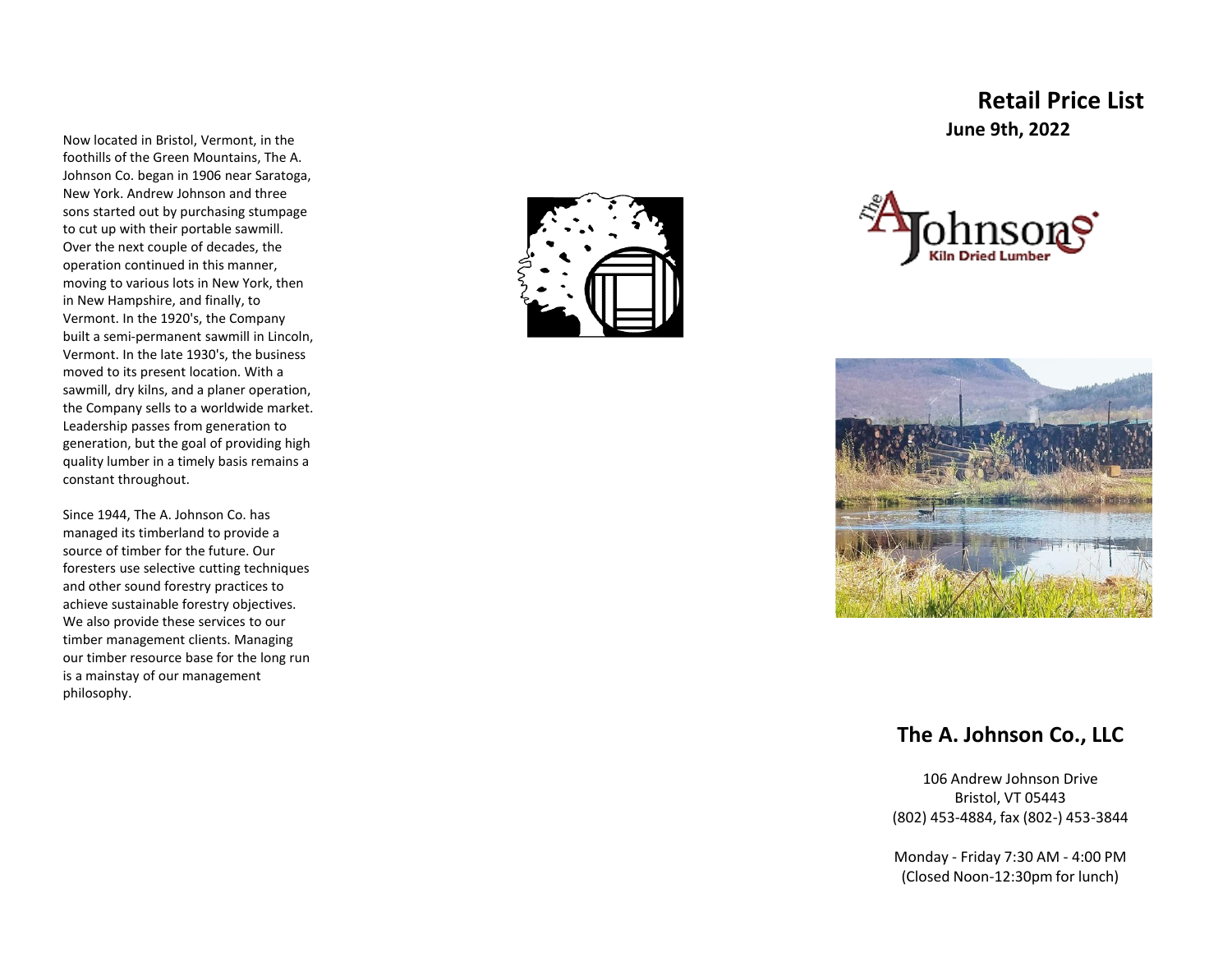Now located in Bristol, Vermont, in the foothills of the Green Mountains, The A. Johnson Co. began in 1906 near Saratoga, New York. Andrew Johnson and three sons started out by purchasing stumpage to cut up with their portable sawmill. Over the next couple of decades, the operation continued in this manner, moving to various lots in New York, then in New Hampshire, and finally, to Vermont. In the 1920's, the Company built a semi-permanent sawmill in Lincoln, Vermont. In the late 1930's, the business moved to its present location. With a sawmill, dry kilns, and a planer operation, the Company sells to a worldwide market. Leadership passes from generation to generation, but the goal of providing high quality lumber in a timely basis remains a constant throughout.

Since 1944, The A. Johnson Co. has managed its timberland to provide a source of timber for the future. Our foresters use selective cutting techniques and other sound forestry practices to achieve sustainable forestry objectives. We also provide these services to our timber management clients. Managing our timber resource base for the long run is a mainstay of our management philosophy.

# Retail Price List

**June 9th, 2022**

The A. Johnson Co. Kiln Dried Lumber

## The A. Johnson Co., LLC

106 Andrew Johnson Drive
Bristol, VT 05443
(802) 453-4884, fax (802-) 453-3844

Monday - Friday 7:30 AM - 4:00 PM
(Closed Noon-12:30pm for lunch)